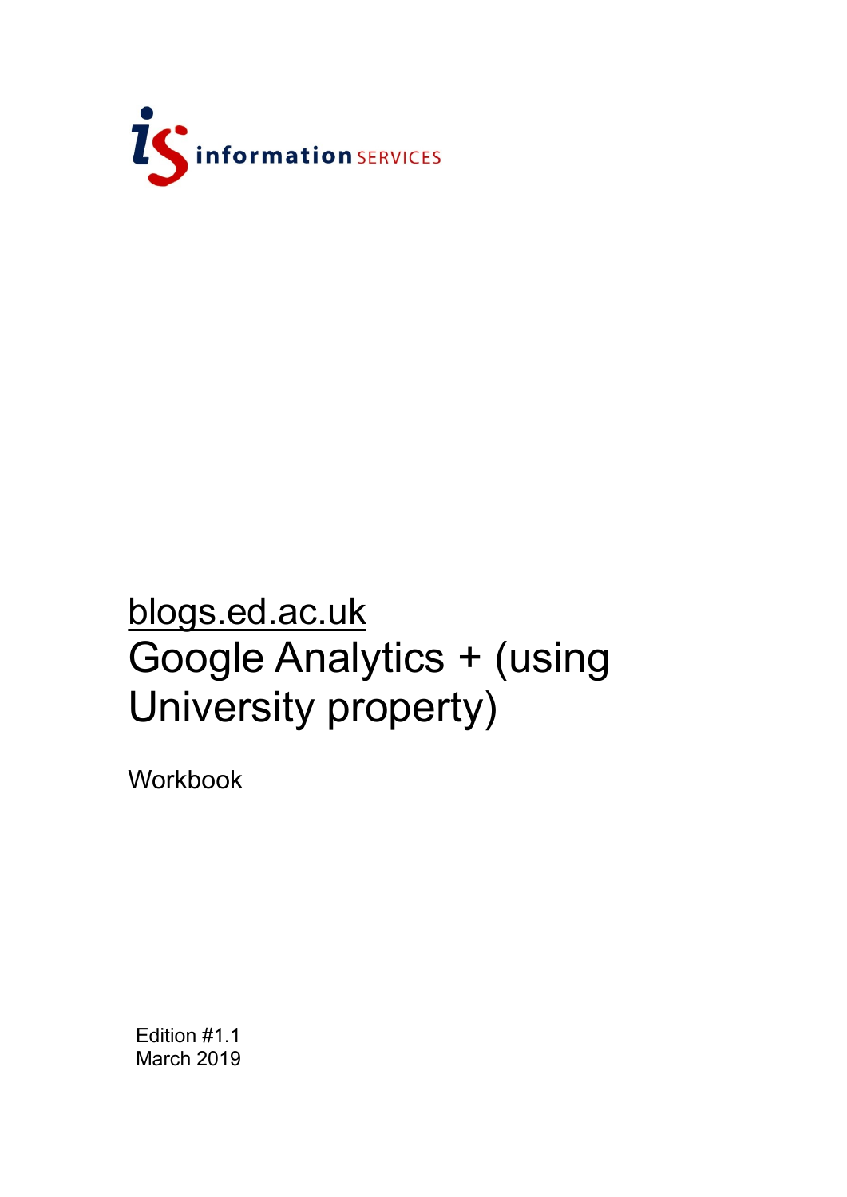information SERVICES

# blogs.ed.ac.uk
# Google Analytics + (using University property)

Workbook

Edition #1.1
March 2019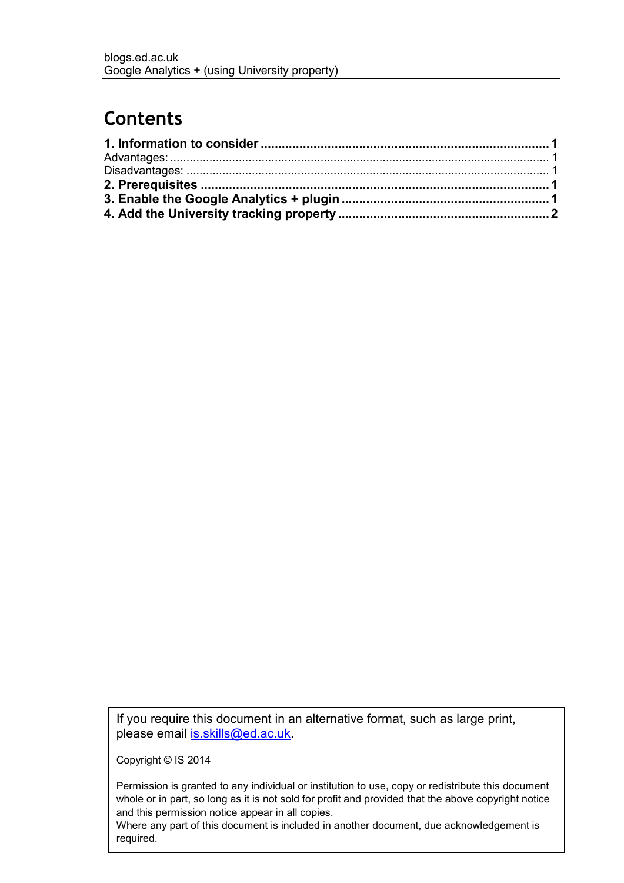# Contents

**1. Information to consider** ..................................................................................... **1**
Advantages: ..................................................................................................................... 1
Disadvantages: ................................................................................................................. 1
**2. Prerequisites** ........................................................................................................... **1**
**3. Enable the Google Analytics + plugin** .................................................................... **1**
**4. Add the University tracking property** .................................................................... **2**

If you require this document in an alternative format, such as large print, please email [is.skills@ed.ac.uk](mailto:is.skills@ed.ac.uk).

Copyright © IS 2014

Permission is granted to any individual or institution to use, copy or redistribute this document whole or in part, so long as it is not sold for profit and provided that the above copyright notice and this permission notice appear in all copies.
Where any part of this document is included in another document, due acknowledgement is required.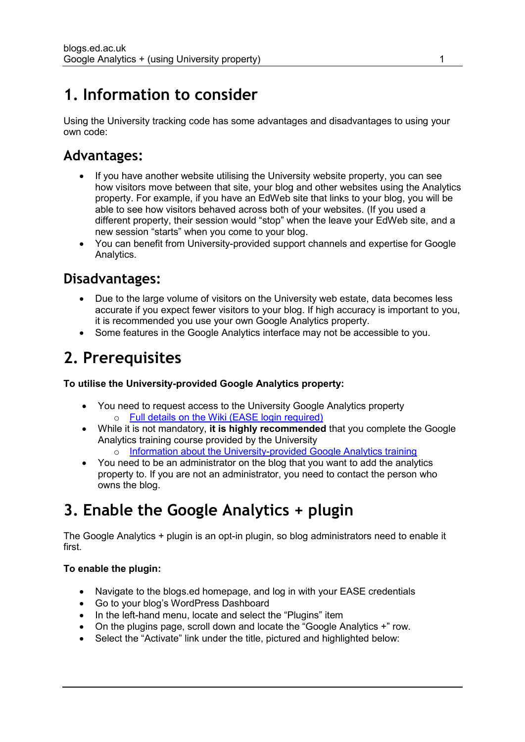# 1. Information to consider

Using the University tracking code has some advantages and disadvantages to using your own code:

## Advantages:

- If you have another website utilising the University website property, you can see how visitors move between that site, your blog and other websites using the Analytics property. For example, if you have an EdWeb site that links to your blog, you will be able to see how visitors behaved across both of your websites. (If you used a different property, their session would "stop" when the leave your EdWeb site, and a new session "starts" when you come to your blog.
- You can benefit from University-provided support channels and expertise for Google Analytics.

## Disadvantages:

- Due to the large volume of visitors on the University web estate, data becomes less accurate if you expect fewer visitors to your blog. If high accuracy is important to you, it is recommended you use your own Google Analytics property.
- Some features in the Google Analytics interface may not be accessible to you.

# 2. Prerequisites

**To utilise the University-provided Google Analytics property:**

- You need to request access to the University Google Analytics property
  - Full details on the Wiki (EASE login required)
- While it is not mandatory, **it is highly recommended** that you complete the Google Analytics training course provided by the University
  - Information about the University-provided Google Analytics training
- You need to be an administrator on the blog that you want to add the analytics property to. If you are not an administrator, you need to contact the person who owns the blog.

# 3. Enable the Google Analytics + plugin

The Google Analytics + plugin is an opt-in plugin, so blog administrators need to enable it first.

**To enable the plugin:**

- Navigate to the blogs.ed homepage, and log in with your EASE credentials
- Go to your blog's WordPress Dashboard
- In the left-hand menu, locate and select the "Plugins" item
- On the plugins page, scroll down and locate the "Google Analytics +" row.
- Select the "Activate" link under the title, pictured and highlighted below: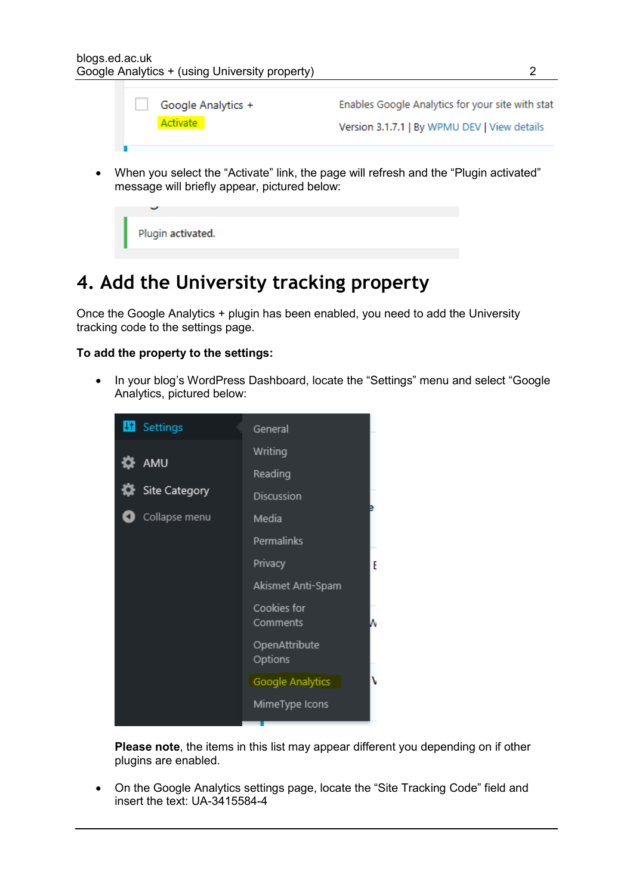- When you select the “Activate” link, the page will refresh and the “Plugin activated” message will briefly appear, pictured below:

# 4. Add the University tracking property

Once the Google Analytics + plugin has been enabled, you need to add the University tracking code to the settings page.

**To add the property to the settings:**

- In your blog’s WordPress Dashboard, locate the “Settings” menu and select “Google Analytics, pictured below:

  **Please note**, the items in this list may appear different you depending on if other plugins are enabled.

- On the Google Analytics settings page, locate the “Site Tracking Code” field and insert the text: UA-3415584-4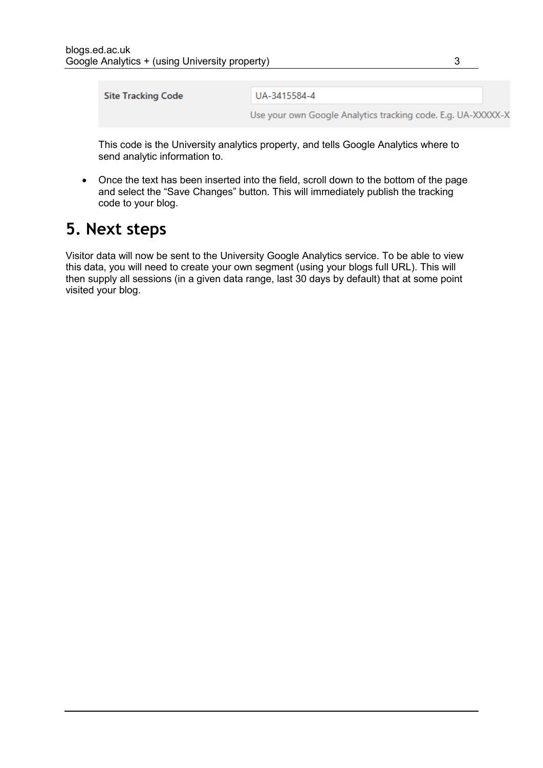| Site Tracking Code | UA-3415584-4 |
| --- | --- |
| | Use your own Google Analytics tracking code. E.g. UA-XXXXX-X |

This code is the University analytics property, and tells Google Analytics where to send analytic information to.

- Once the text has been inserted into the field, scroll down to the bottom of the page and select the “Save Changes” button. This will immediately publish the tracking code to your blog.

## 5. Next steps

Visitor data will now be sent to the University Google Analytics service. To be able to view this data, you will need to create your own segment (using your blogs full URL). This will then supply all sessions (in a given data range, last 30 days by default) that at some point visited your blog.